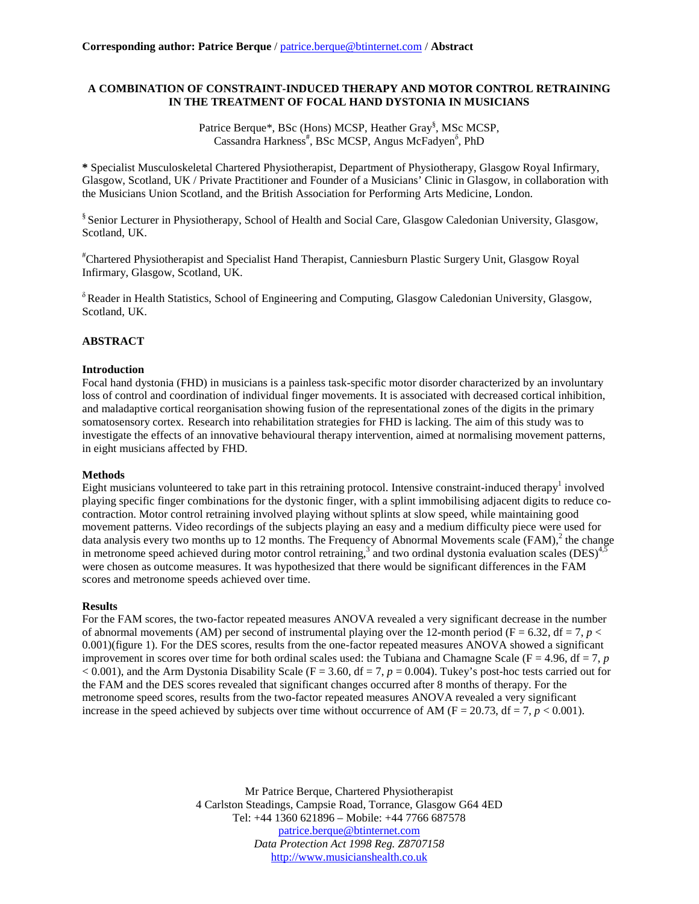**Corresponding author: Patrice Berque** / patrice.berque@btinternet.com / **Abstract**

# A COMBINATION OF CONSTRAINT-INDUCED THERAPY AND MOTOR CONTROL RETRAINING IN THE TREATMENT OF FOCAL HAND DYSTONIA IN MUSICIANS

Patrice Berque*, BSc (Hons) MCSP, Heather Gray[§], MSc MCSP,
Cassandra Harkness[#], BSc MCSP, Angus McFadyen[δ], PhD

**\*** Specialist Musculoskeletal Chartered Physiotherapist, Department of Physiotherapy, Glasgow Royal Infirmary, Glasgow, Scotland, UK / Private Practitioner and Founder of a Musicians' Clinic in Glasgow, in collaboration with the Musicians Union Scotland, and the British Association for Performing Arts Medicine, London.

[§] Senior Lecturer in Physiotherapy, School of Health and Social Care, Glasgow Caledonian University, Glasgow, Scotland, UK.

[#] Chartered Physiotherapist and Specialist Hand Therapist, Canniesburn Plastic Surgery Unit, Glasgow Royal Infirmary, Glasgow, Scotland, UK.

[δ] Reader in Health Statistics, School of Engineering and Computing, Glasgow Caledonian University, Glasgow, Scotland, UK.

## ABSTRACT

### Introduction

Focal hand dystonia (FHD) in musicians is a painless task-specific motor disorder characterized by an involuntary loss of control and coordination of individual finger movements. It is associated with decreased cortical inhibition, and maladaptive cortical reorganisation showing fusion of the representational zones of the digits in the primary somatosensory cortex. Research into rehabilitation strategies for FHD is lacking. The aim of this study was to investigate the effects of an innovative behavioural therapy intervention, aimed at normalising movement patterns, in eight musicians affected by FHD.

### Methods

Eight musicians volunteered to take part in this retraining protocol. Intensive constraint-induced therapy[1] involved playing specific finger combinations for the dystonic finger, with a splint immobilising adjacent digits to reduce co-contraction. Motor control retraining involved playing without splints at slow speed, while maintaining good movement patterns. Video recordings of the subjects playing an easy and a medium difficulty piece were used for data analysis every two months up to 12 months. The Frequency of Abnormal Movements scale (FAM),[2] the change in metronome speed achieved during motor control retraining,[3] and two ordinal dystonia evaluation scales (DES)[4,5] were chosen as outcome measures. It was hypothesized that there would be significant differences in the FAM scores and metronome speeds achieved over time.

### Results

For the FAM scores, the two-factor repeated measures ANOVA revealed a very significant decrease in the number of abnormal movements (AM) per second of instrumental playing over the 12-month period ($F = 6.32$, df = 7, $p < 0.001$)(figure 1). For the DES scores, results from the one-factor repeated measures ANOVA showed a significant improvement in scores over time for both ordinal scales used: the Tubiana and Chamagne Scale ($F = 4.96$, df = 7, $p < 0.001$), and the Arm Dystonia Disability Scale ($F = 3.60$, df = 7, $p = 0.004$). Tukey's post-hoc tests carried out for the FAM and the DES scores revealed that significant changes occurred after 8 months of therapy. For the metronome speed scores, results from the two-factor repeated measures ANOVA revealed a very significant increase in the speed achieved by subjects over time without occurrence of AM ($F = 20.73$, df = 7, $p < 0.001$).

Mr Patrice Berque, Chartered Physiotherapist
4 Carlston Steadings, Campsie Road, Torrance, Glasgow G64 4ED
Tel: +44 1360 621896 – Mobile: +44 7766 687578
patrice.berque@btinternet.com
*Data Protection Act 1998 Reg. Z8707158*
http://www.musicianshealth.co.uk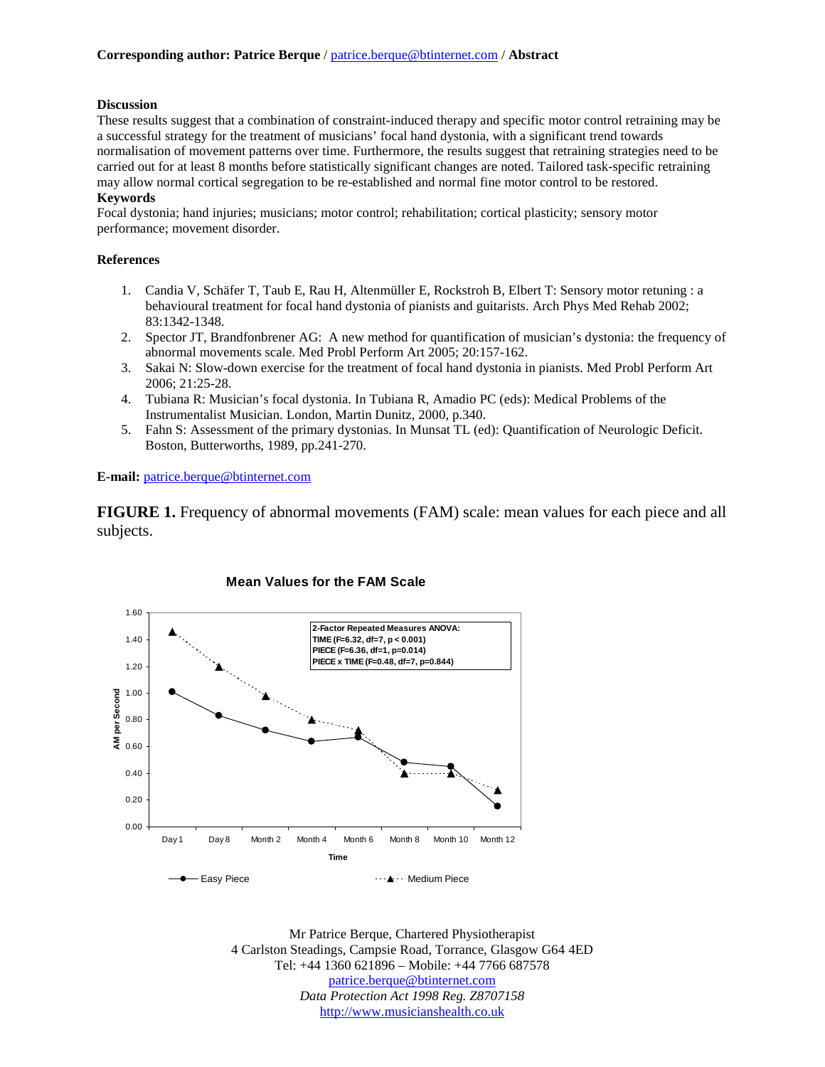**Corresponding author: Patrice Berque** / patrice.berque@btinternet.com / **Abstract**

**Discussion**

These results suggest that a combination of constraint-induced therapy and specific motor control retraining may be a successful strategy for the treatment of musicians' focal hand dystonia, with a significant trend towards normalisation of movement patterns over time. Furthermore, the results suggest that retraining strategies need to be carried out for at least 8 months before statistically significant changes are noted. Tailored task-specific retraining may allow normal cortical segregation to be re-established and normal fine motor control to be restored.

**Keywords**

Focal dystonia; hand injuries; musicians; motor control; rehabilitation; cortical plasticity; sensory motor performance; movement disorder.

**References**

1. Candia V, Schäfer T, Taub E, Rau H, Altenmüller E, Rockstroh B, Elbert T: Sensory motor retuning : a behavioural treatment for focal hand dystonia of pianists and guitarists. Arch Phys Med Rehab 2002; 83:1342-1348.
2. Spector JT, Brandfonbrener AG: A new method for quantification of musician's dystonia: the frequency of abnormal movements scale. Med Probl Perform Art 2005; 20:157-162.
3. Sakai N: Slow-down exercise for the treatment of focal hand dystonia in pianists. Med Probl Perform Art 2006; 21:25-28.
4. Tubiana R: Musician's focal dystonia. In Tubiana R, Amadio PC (eds): Medical Problems of the Instrumentalist Musician. London, Martin Dunitz, 2000, p.340.
5. Fahn S: Assessment of the primary dystonias. In Munsat TL (ed): Quantification of Neurologic Deficit. Boston, Butterworths, 1989, pp.241-270.

**E-mail:** patrice.berque@btinternet.com

**FIGURE 1.** Frequency of abnormal movements (FAM) scale: mean values for each piece and all subjects.

Mean Values for the FAM Scale

2-Factor Repeated Measures ANOVA:
TIME ($F=6.32$, $df=7$, $p < 0.001$)
PIECE ($F=6.36$, $df=1$, $p=0.014$)
PIECE x TIME ($F=0.48$, $df=7$, $p=0.844$)

AM per Second

1.60
1.40
1.20
1.00
0.80
0.60
0.40
0.20
0.00

Day 1, Day 8, Month 2, Month 4, Month 6, Month 8, Month 10, Month 12

Time

Easy Piece
Medium Piece

Mr Patrice Berque, Chartered Physiotherapist
4 Carlston Steadings, Campsie Road, Torrance, Glasgow G64 4ED
Tel: +44 1360 621896 – Mobile: +44 7766 687578
patrice.berque@btinternet.com
*Data Protection Act 1998 Reg. Z8707158*
http://www.musicianshealth.co.uk